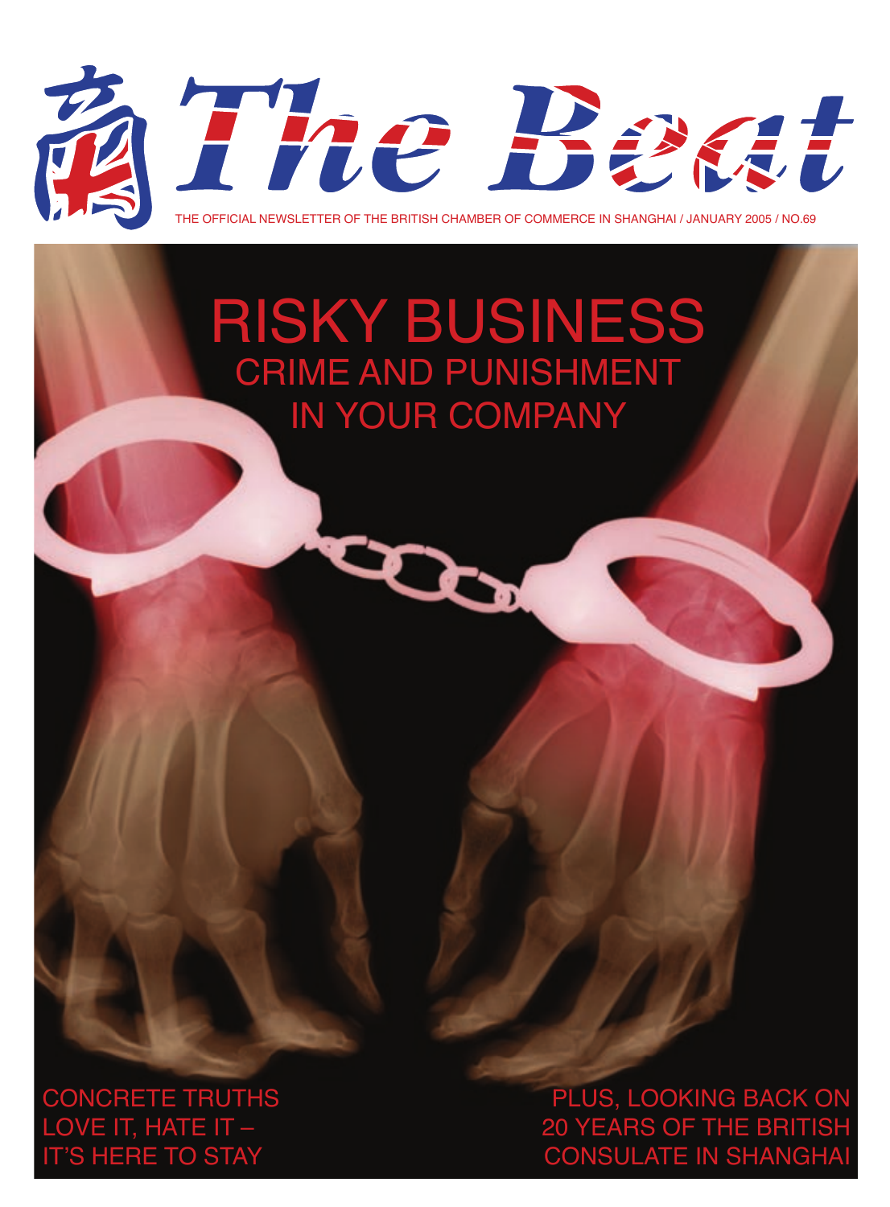# 商 The Beat

THE OFFICIAL NEWSLETTER OF THE BRITISH CHAMBER OF COMMERCE IN SHANGHAI / JANUARY 2005 / NO.69

## RISKY BUSINESS

### CRIME AND PUNISHMENT IN YOUR COMPANY

CONCRETE TRUTHS
LOVE IT, HATE IT –
IT'S HERE TO STAY

PLUS, LOOKING BACK ON
20 YEARS OF THE BRITISH
CONSULATE IN SHANGHAI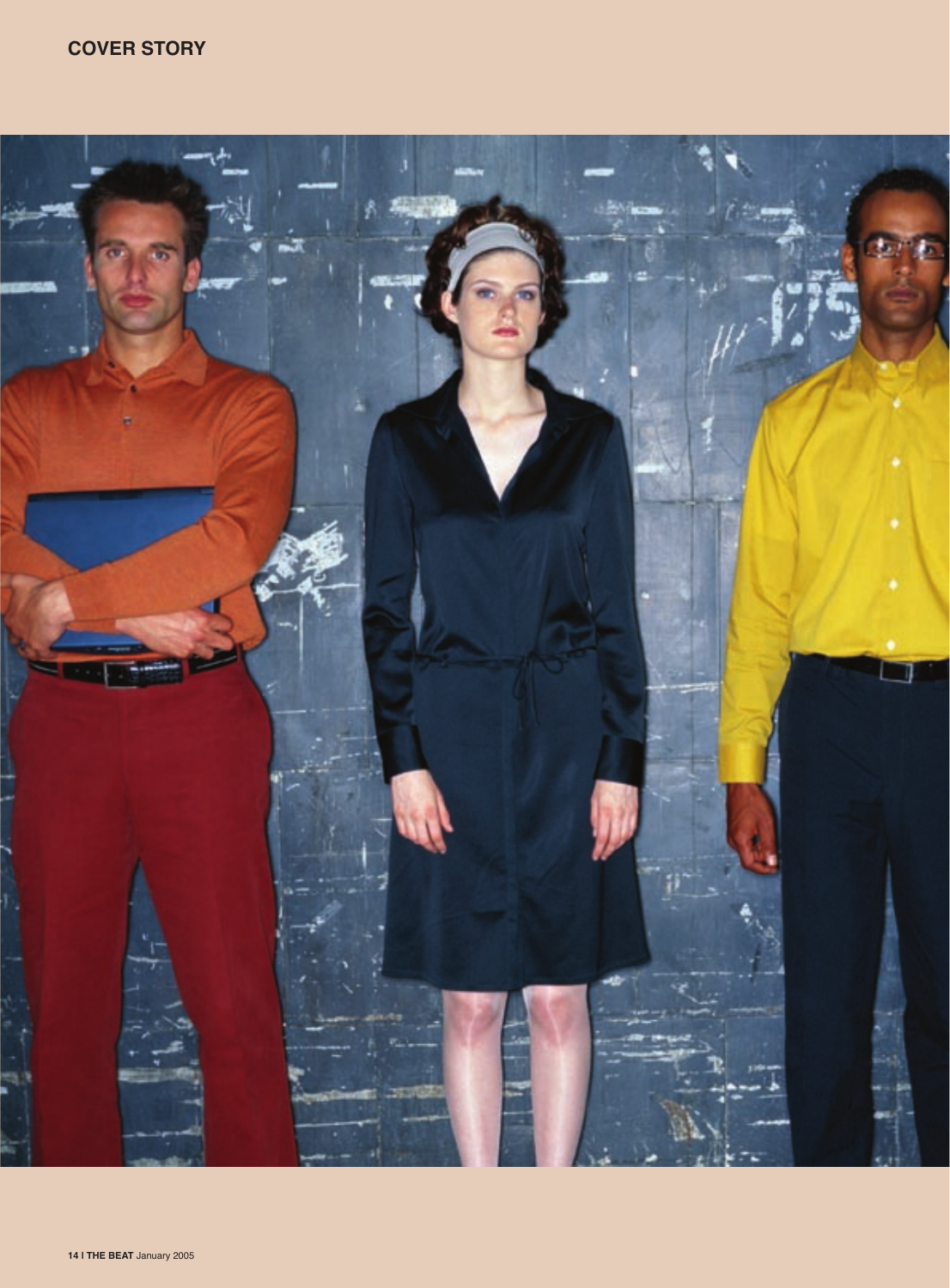COVER STORY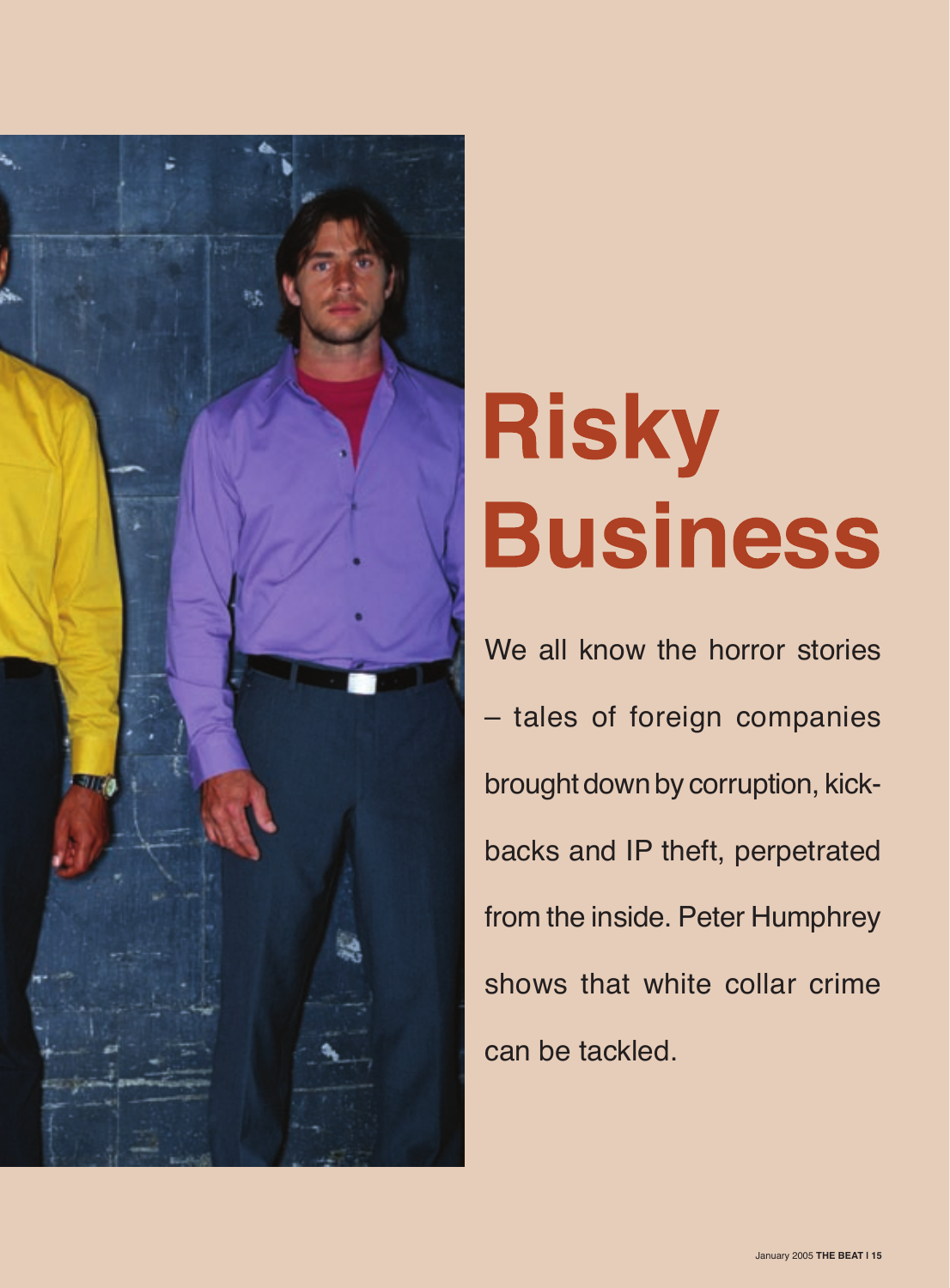# Risky Business

We all know the horror stories – tales of foreign companies brought down by corruption, kick-backs and IP theft, perpetrated from the inside. Peter Humphrey shows that white collar crime can be tackled.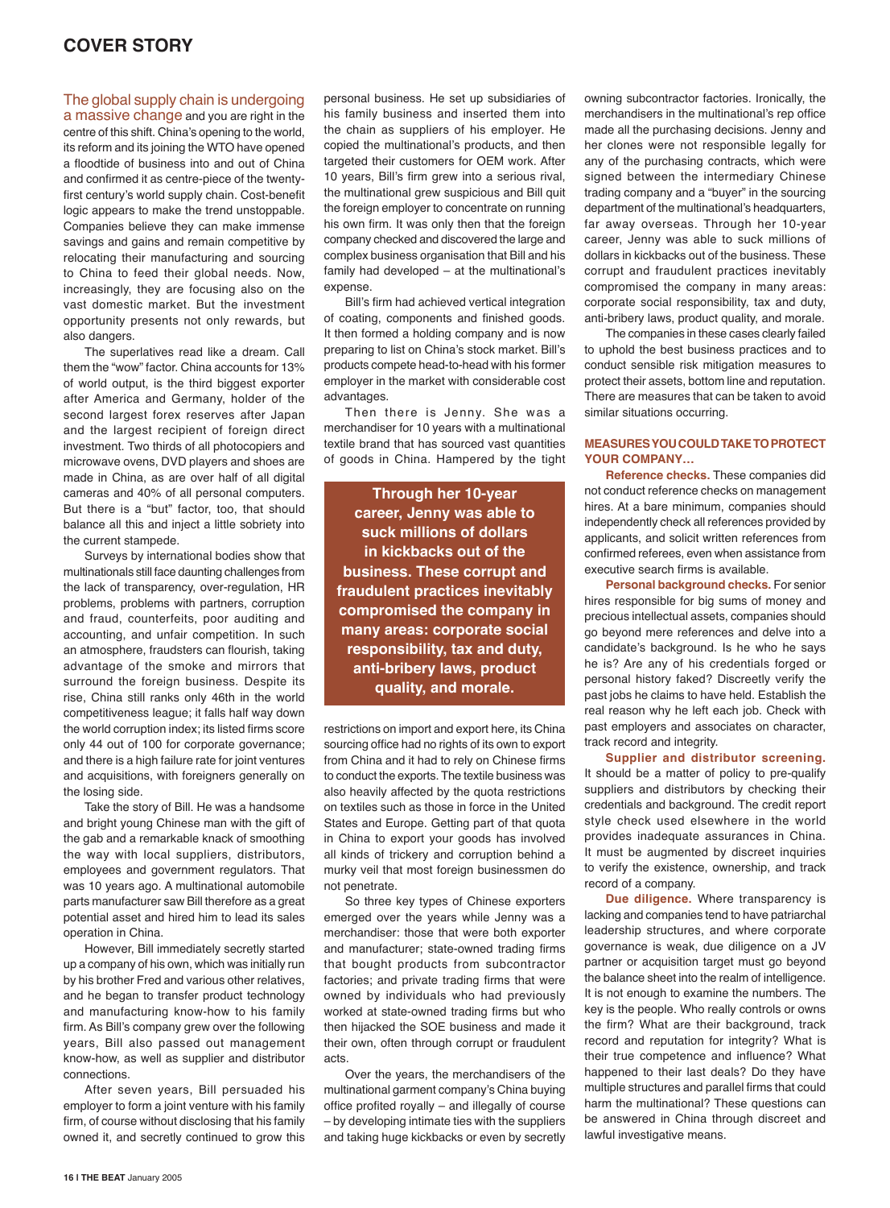## COVER STORY

The global supply chain is undergoing a massive change and you are right in the centre of this shift. China's opening to the world, its reform and its joining the WTO have opened a floodtide of business into and out of China and confirmed it as centre-piece of the twenty-first century's world supply chain. Cost-benefit logic appears to make the trend unstoppable. Companies believe they can make immense savings and gains and remain competitive by relocating their manufacturing and sourcing to China to feed their global needs. Now, increasingly, they are focusing also on the vast domestic market. But the investment opportunity presents not only rewards, but also dangers.

The superlatives read like a dream. Call them the "wow" factor. China accounts for 13% of world output, is the third biggest exporter after America and Germany, holder of the second largest forex reserves after Japan and the largest recipient of foreign direct investment. Two thirds of all photocopiers and microwave ovens, DVD players and shoes are made in China, as are over half of all digital cameras and 40% of all personal computers. But there is a "but" factor, too, that should balance all this and inject a little sobriety into the current stampede.

Surveys by international bodies show that multinationals still face daunting challenges from the lack of transparency, over-regulation, HR problems, problems with partners, corruption and fraud, counterfeits, poor auditing and accounting, and unfair competition. In such an atmosphere, fraudsters can flourish, taking advantage of the smoke and mirrors that surround the foreign business. Despite its rise, China still ranks only 46th in the world competitiveness league; it falls half way down the world corruption index; its listed firms score only 44 out of 100 for corporate governance; and there is a high failure rate for joint ventures and acquisitions, with foreigners generally on the losing side.

Take the story of Bill. He was a handsome and bright young Chinese man with the gift of the gab and a remarkable knack of smoothing the way with local suppliers, distributors, employees and government regulators. That was 10 years ago. A multinational automobile parts manufacturer saw Bill therefore as a great potential asset and hired him to lead its sales operation in China.

However, Bill immediately secretly started up a company of his own, which was initially run by his brother Fred and various other relatives, and he began to transfer product technology and manufacturing know-how to his family firm. As Bill's company grew over the following years, Bill also passed out management know-how, as well as supplier and distributor connections.

After seven years, Bill persuaded his employer to form a joint venture with his family firm, of course without disclosing that his family owned it, and secretly continued to grow this personal business. He set up subsidiaries of his family business and inserted them into the chain as suppliers of his employer. He copied the multinational's products, and then targeted their customers for OEM work. After 10 years, Bill's firm grew into a serious rival, the multinational grew suspicious and Bill quit the foreign employer to concentrate on running his own firm. It was only then that the foreign company checked and discovered the large and complex business organisation that Bill and his family had developed – at the multinational's expense.

Bill's firm had achieved vertical integration of coating, components and finished goods. It then formed a holding company and is now preparing to list on China's stock market. Bill's products compete head-to-head with his former employer in the market with considerable cost advantages.

Then there is Jenny. She was a merchandiser for 10 years with a multinational textile brand that has sourced vast quantities of goods in China. Hampered by the tight restrictions on import and export here, its China sourcing office had no rights of its own to export from China and it had to rely on Chinese firms to conduct the exports. The textile business was also heavily affected by the quota restrictions on textiles such as those in force in the United States and Europe. Getting part of that quota in China to export your goods has involved all kinds of trickery and corruption behind a murky veil that most foreign businessmen do not penetrate.

> **Through her 10-year career, Jenny was able to suck millions of dollars in kickbacks out of the business. These corrupt and fraudulent practices inevitably compromised the company in many areas: corporate social responsibility, tax and duty, anti-bribery laws, product quality, and morale.**

So three key types of Chinese exporters emerged over the years while Jenny was a merchandiser: those that were both exporter and manufacturer; state-owned trading firms that bought products from subcontractor factories; and private trading firms that were owned by individuals who had previously worked at state-owned trading firms but who then hijacked the SOE business and made it their own, often through corrupt or fraudulent acts.

Over the years, the merchandisers of the multinational garment company's China buying office profited royally – and illegally of course – by developing intimate ties with the suppliers and taking huge kickbacks or even by secretly owning subcontractor factories. Ironically, the merchandisers in the multinational's rep office made all the purchasing decisions. Jenny and her clones were not responsible legally for any of the purchasing contracts, which were signed between the intermediary Chinese trading company and a "buyer" in the sourcing department of the multinational's headquarters, far away overseas. Through her 10-year career, Jenny was able to suck millions of dollars in kickbacks out of the business. These corrupt and fraudulent practices inevitably compromised the company in many areas: corporate social responsibility, tax and duty, anti-bribery laws, product quality, and morale.

The companies in these cases clearly failed to uphold the best business practices and to conduct sensible risk mitigation measures to protect their assets, bottom line and reputation. There are measures that can be taken to avoid similar situations occurring.

### MEASURES YOU COULD TAKE TO PROTECT YOUR COMPANY…

**Reference checks.** These companies did not conduct reference checks on management hires. At a bare minimum, companies should independently check all references provided by applicants, and solicit written references from confirmed referees, even when assistance from executive search firms is available.

**Personal background checks.** For senior hires responsible for big sums of money and precious intellectual assets, companies should go beyond mere references and delve into a candidate's background. Is he who he says he is? Are any of his credentials forged or personal history faked? Discreetly verify the past jobs he claims to have held. Establish the real reason why he left each job. Check with past employers and associates on character, track record and integrity.

**Supplier and distributor screening.** It should be a matter of policy to pre-qualify suppliers and distributors by checking their credentials and background. The credit report style check used elsewhere in the world provides inadequate assurances in China. It must be augmented by discreet inquiries to verify the existence, ownership, and track record of a company.

**Due diligence.** Where transparency is lacking and companies tend to have patriarchal leadership structures, and where corporate governance is weak, due diligence on a JV partner or acquisition target must go beyond the balance sheet into the realm of intelligence. It is not enough to examine the numbers. The key is the people. Who really controls or owns the firm? What are their background, track record and reputation for integrity? What is their true competence and influence? What happened to their last deals? Do they have multiple structures and parallel firms that could harm the multinational? These questions can be answered in China through discreet and lawful investigative means.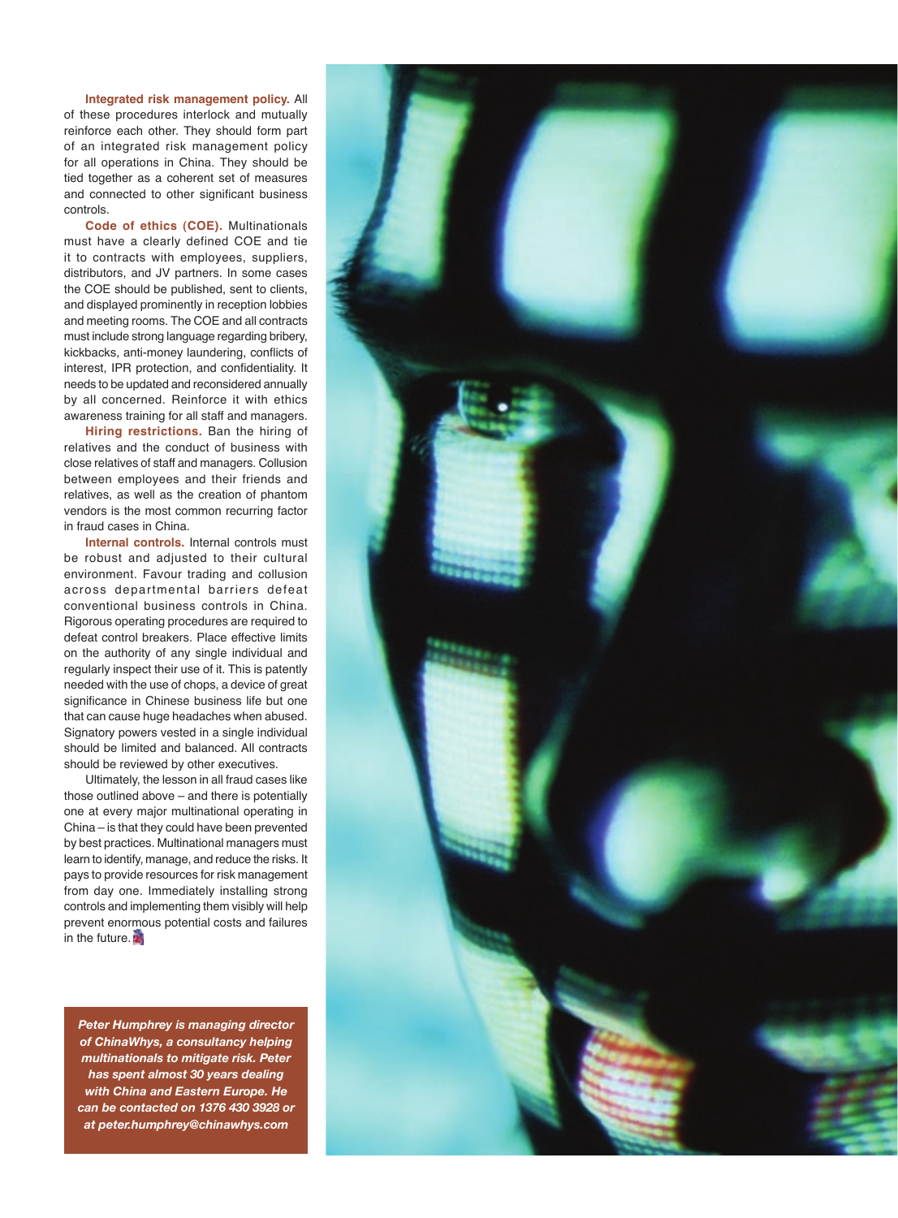**Integrated risk management policy.** All of these procedures interlock and mutually reinforce each other. They should form part of an integrated risk management policy for all operations in China. They should be tied together as a coherent set of measures and connected to other significant business controls.

**Code of ethics (COE).** Multinationals must have a clearly defined COE and tie it to contracts with employees, suppliers, distributors, and JV partners. In some cases the COE should be published, sent to clients, and displayed prominently in reception lobbies and meeting rooms. The COE and all contracts must include strong language regarding bribery, kickbacks, anti-money laundering, conflicts of interest, IPR protection, and confidentiality. It needs to be updated and reconsidered annually by all concerned. Reinforce it with ethics awareness training for all staff and managers.

**Hiring restrictions.** Ban the hiring of relatives and the conduct of business with close relatives of staff and managers. Collusion between employees and their friends and relatives, as well as the creation of phantom vendors is the most common recurring factor in fraud cases in China.

**Internal controls.** Internal controls must be robust and adjusted to their cultural environment. Favour trading and collusion across departmental barriers defeat conventional business controls in China. Rigorous operating procedures are required to defeat control breakers. Place effective limits on the authority of any single individual and regularly inspect their use of it. This is patently needed with the use of chops, a device of great significance in Chinese business life but one that can cause huge headaches when abused. Signatory powers vested in a single individual should be limited and balanced. All contracts should be reviewed by other executives.

Ultimately, the lesson in all fraud cases like those outlined above – and there is potentially one at every major multinational operating in China – is that they could have been prevented by best practices. Multinational managers must learn to identify, manage, and reduce the risks. It pays to provide resources for risk management from day one. Immediately installing strong controls and implementing them visibly will help prevent enormous potential costs and failures in the future.

***Peter Humphrey is managing director of ChinaWhys, a consultancy helping multinationals to mitigate risk. Peter has spent almost 30 years dealing with China and Eastern Europe. He can be contacted on 1376 430 3928 or at peter.humphrey@chinawhys.com***